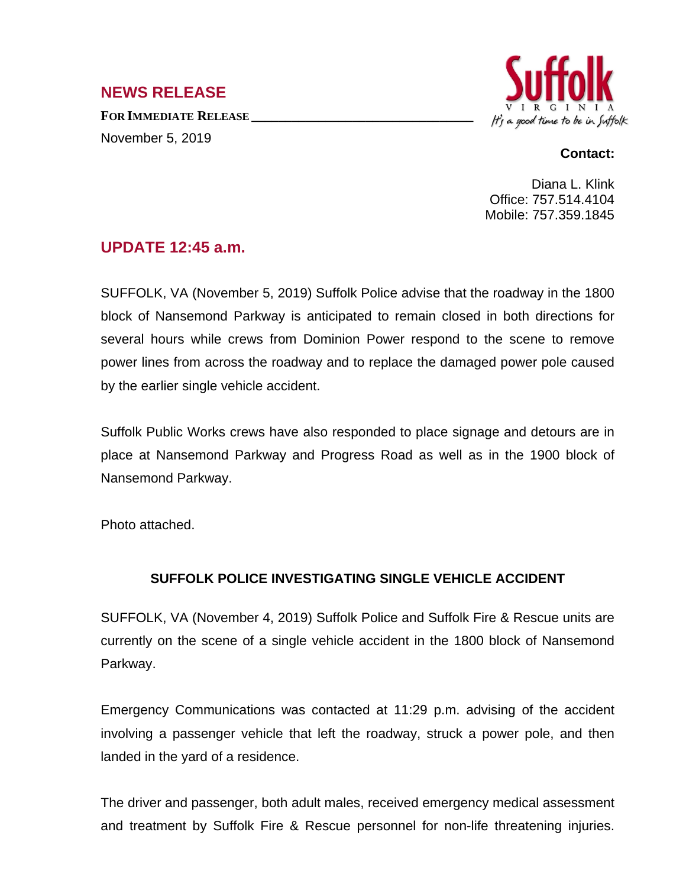## NEWS RELEASE

**FOR IMMEDIATE RELEASE**

November 5, 2019

Suffolk
VIRGINIA
It's a good time to be in Suffolk

**Contact:**

Diana L. Klink
Office: 757.514.4104
Mobile: 757.359.1845

## UPDATE 12:45 a.m.

SUFFOLK, VA (November 5, 2019) Suffolk Police advise that the roadway in the 1800 block of Nansemond Parkway is anticipated to remain closed in both directions for several hours while crews from Dominion Power respond to the scene to remove power lines from across the roadway and to replace the damaged power pole caused by the earlier single vehicle accident.

Suffolk Public Works crews have also responded to place signage and detours are in place at Nansemond Parkway and Progress Road as well as in the 1900 block of Nansemond Parkway.

Photo attached.

### SUFFOLK POLICE INVESTIGATING SINGLE VEHICLE ACCIDENT

SUFFOLK, VA (November 4, 2019) Suffolk Police and Suffolk Fire & Rescue units are currently on the scene of a single vehicle accident in the 1800 block of Nansemond Parkway.

Emergency Communications was contacted at 11:29 p.m. advising of the accident involving a passenger vehicle that left the roadway, struck a power pole, and then landed in the yard of a residence.

The driver and passenger, both adult males, received emergency medical assessment and treatment by Suffolk Fire & Rescue personnel for non-life threatening injuries.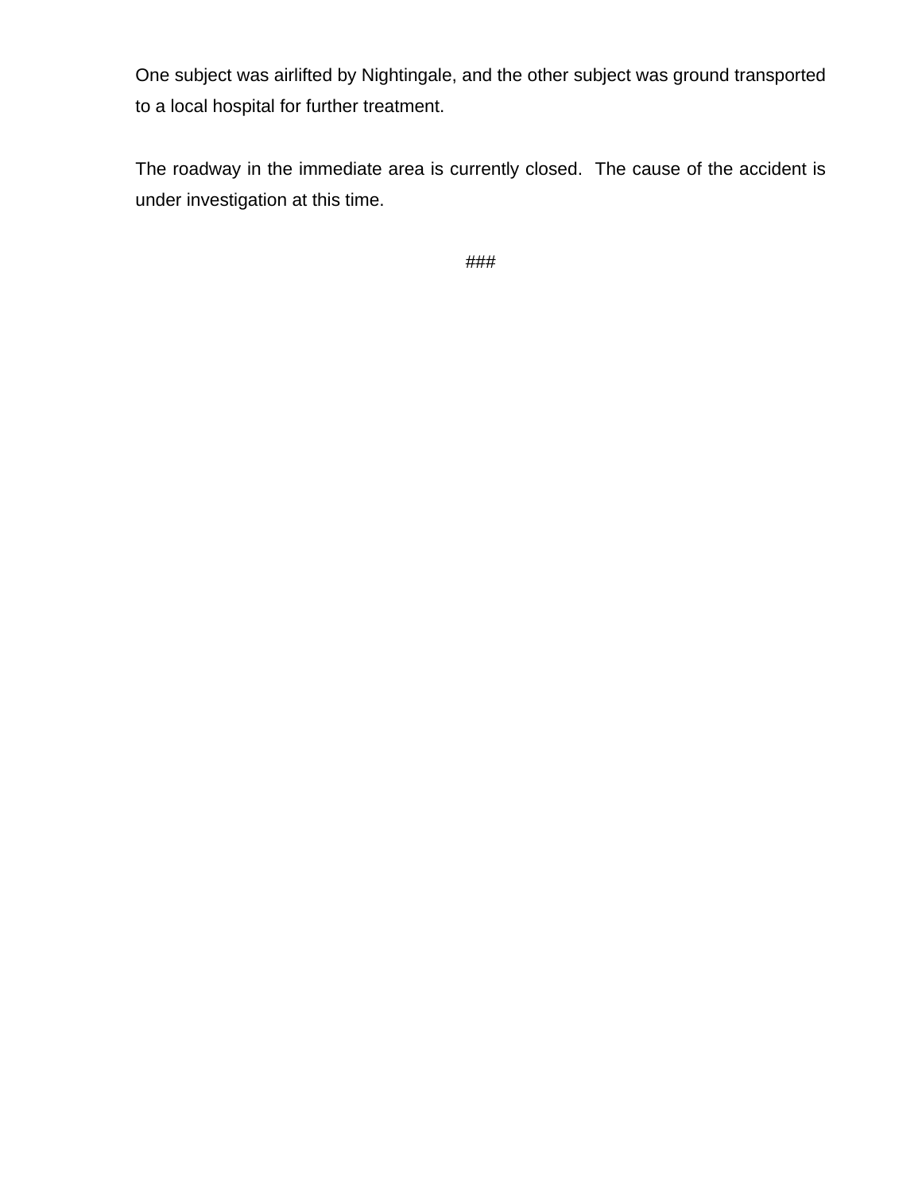One subject was airlifted by Nightingale, and the other subject was ground transported to a local hospital for further treatment.

The roadway in the immediate area is currently closed. The cause of the accident is under investigation at this time.

###